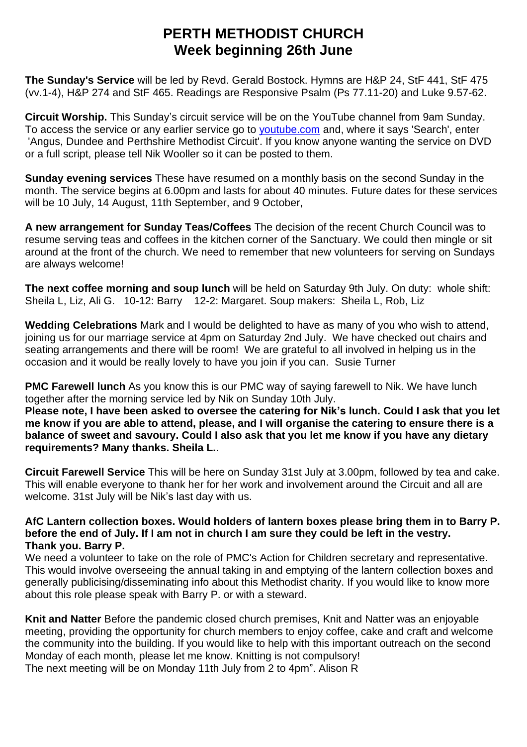# PERTH METHODIST CHURCH
## Week beginning 26th June

**The Sunday's Service** will be led by Revd. Gerald Bostock. Hymns are H&P 24, StF 441, StF 475 (vv.1-4), H&P 274 and StF 465. Readings are Responsive Psalm (Ps 77.11-20) and Luke 9.57-62.

**Circuit Worship.** This Sunday's circuit service will be on the YouTube channel from 9am Sunday. To access the service or any earlier service go to youtube.com and, where it says 'Search', enter 'Angus, Dundee and Perthshire Methodist Circuit'. If you know anyone wanting the service on DVD or a full script, please tell Nik Wooller so it can be posted to them.

**Sunday evening services** These have resumed on a monthly basis on the second Sunday in the month. The service begins at 6.00pm and lasts for about 40 minutes. Future dates for these services will be 10 July, 14 August, 11th September, and 9 October,

**A new arrangement for Sunday Teas/Coffees** The decision of the recent Church Council was to resume serving teas and coffees in the kitchen corner of the Sanctuary. We could then mingle or sit around at the front of the church. We need to remember that new volunteers for serving on Sundays are always welcome!

**The next coffee morning and soup lunch** will be held on Saturday 9th July. On duty: whole shift: Sheila L, Liz, Ali G. 10-12: Barry 12-2: Margaret. Soup makers: Sheila L, Rob, Liz

**Wedding Celebrations** Mark and I would be delighted to have as many of you who wish to attend, joining us for our marriage service at 4pm on Saturday 2nd July. We have checked out chairs and seating arrangements and there will be room! We are grateful to all involved in helping us in the occasion and it would be really lovely to have you join if you can. Susie Turner

**PMC Farewell lunch** As you know this is our PMC way of saying farewell to Nik. We have lunch together after the morning service led by Nik on Sunday 10th July.
**Please note, I have been asked to oversee the catering for Nik's lunch. Could I ask that you let me know if you are able to attend, please, and I will organise the catering to ensure there is a balance of sweet and savoury. Could I also ask that you let me know if you have any dietary requirements? Many thanks. Sheila L.**.

**Circuit Farewell Service** This will be here on Sunday 31st July at 3.00pm, followed by tea and cake. This will enable everyone to thank her for her work and involvement around the Circuit and all are welcome. 31st July will be Nik's last day with us.

**AfC Lantern collection boxes. Would holders of lantern boxes please bring them in to Barry P. before the end of July. If I am not in church I am sure they could be left in the vestry. Thank you. Barry P.**
We need a volunteer to take on the role of PMC's Action for Children secretary and representative. This would involve overseeing the annual taking in and emptying of the lantern collection boxes and generally publicising/disseminating info about this Methodist charity. If you would like to know more about this role please speak with Barry P. or with a steward.

**Knit and Natter** Before the pandemic closed church premises, Knit and Natter was an enjoyable meeting, providing the opportunity for church members to enjoy coffee, cake and craft and welcome the community into the building. If you would like to help with this important outreach on the second Monday of each month, please let me know. Knitting is not compulsory!
The next meeting will be on Monday 11th July from 2 to 4pm". Alison R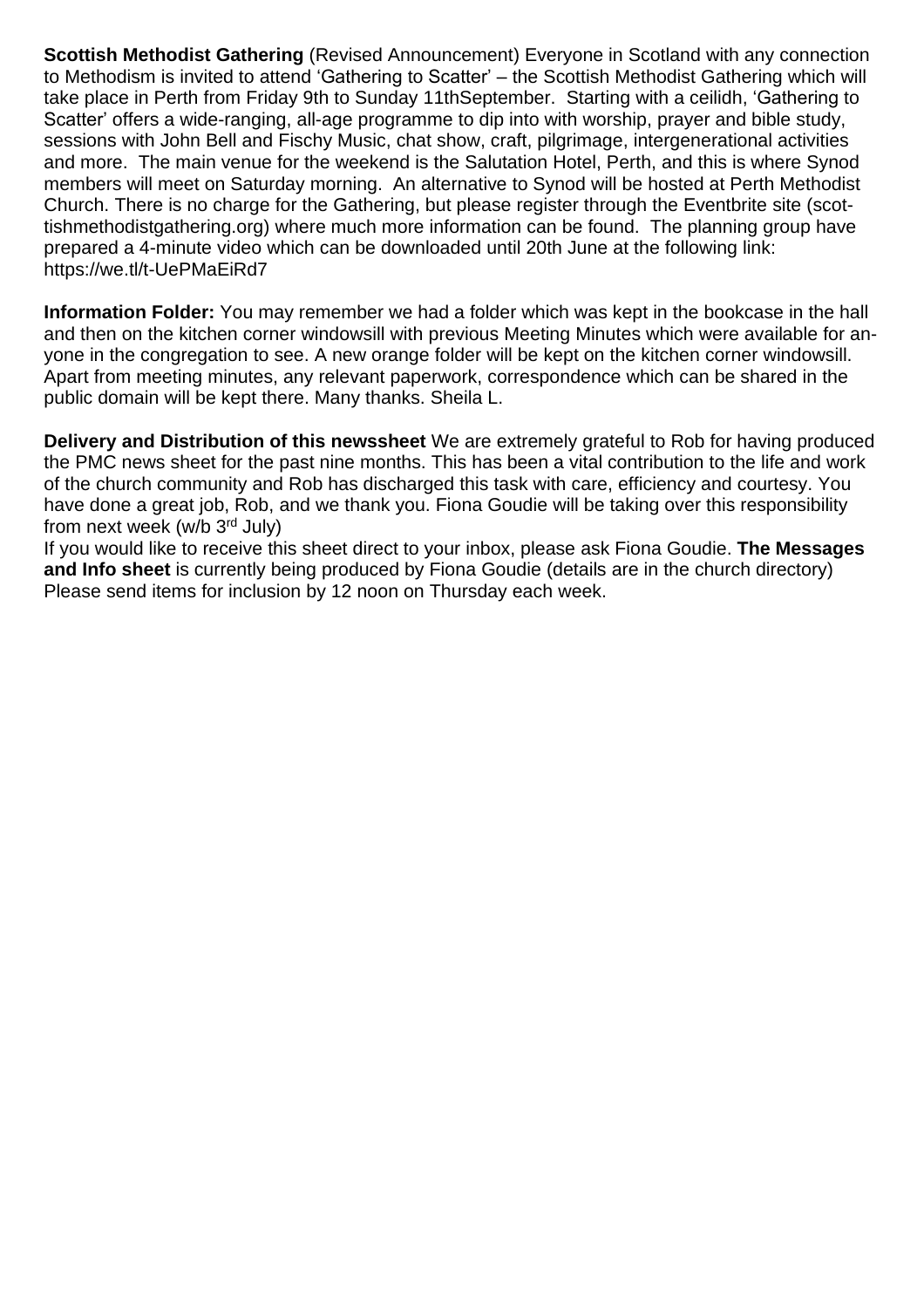**Scottish Methodist Gathering** (Revised Announcement) Everyone in Scotland with any connection to Methodism is invited to attend 'Gathering to Scatter' – the Scottish Methodist Gathering which will take place in Perth from Friday 9th to Sunday 11thSeptember. Starting with a ceilidh, 'Gathering to Scatter' offers a wide-ranging, all-age programme to dip into with worship, prayer and bible study, sessions with John Bell and Fischy Music, chat show, craft, pilgrimage, intergenerational activities and more. The main venue for the weekend is the Salutation Hotel, Perth, and this is where Synod members will meet on Saturday morning. An alternative to Synod will be hosted at Perth Methodist Church. There is no charge for the Gathering, but please register through the Eventbrite site (scottishmethodistgathering.org) where much more information can be found. The planning group have prepared a 4-minute video which can be downloaded until 20th June at the following link: https://we.tl/t-UePMaEiRd7

**Information Folder:** You may remember we had a folder which was kept in the bookcase in the hall and then on the kitchen corner windowsill with previous Meeting Minutes which were available for anyone in the congregation to see. A new orange folder will be kept on the kitchen corner windowsill. Apart from meeting minutes, any relevant paperwork, correspondence which can be shared in the public domain will be kept there. Many thanks. Sheila L.

**Delivery and Distribution of this newssheet** We are extremely grateful to Rob for having produced the PMC news sheet for the past nine months. This has been a vital contribution to the life and work of the church community and Rob has discharged this task with care, efficiency and courtesy. You have done a great job, Rob, and we thank you. Fiona Goudie will be taking over this responsibility from next week (w/b 3rd July)

If you would like to receive this sheet direct to your inbox, please ask Fiona Goudie. **The Messages and Info sheet** is currently being produced by Fiona Goudie (details are in the church directory) Please send items for inclusion by 12 noon on Thursday each week.